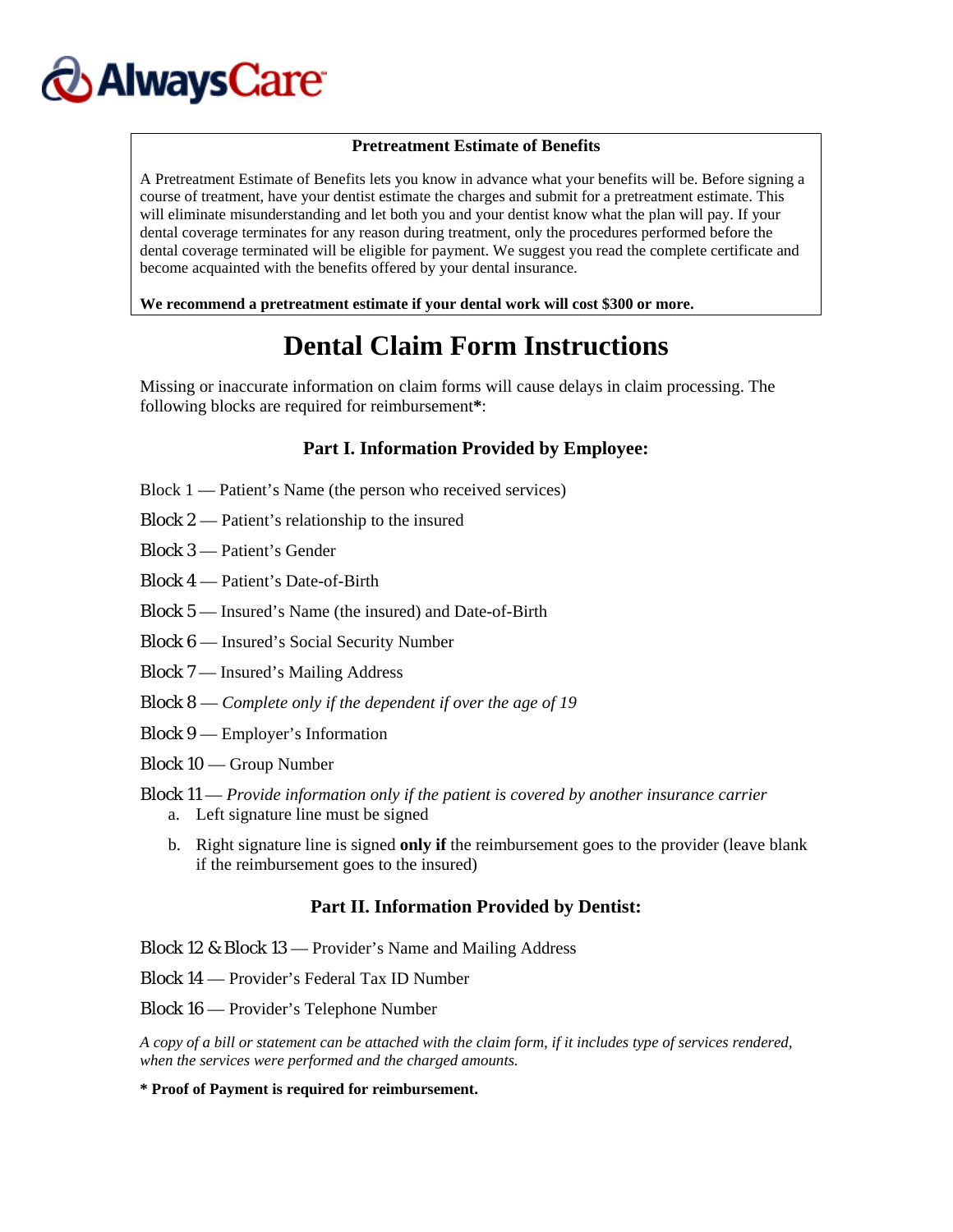AlwaysCare

**Pretreatment Estimate of Benefits**

A Pretreatment Estimate of Benefits lets you know in advance what your benefits will be. Before signing a course of treatment, have your dentist estimate the charges and submit for a pretreatment estimate. This will eliminate misunderstanding and let both you and your dentist know what the plan will pay. If your dental coverage terminates for any reason during treatment, only the procedures performed before the dental coverage terminated will be eligible for payment. We suggest you read the complete certificate and become acquainted with the benefits offered by your dental insurance.

**We recommend a pretreatment estimate if your dental work will cost $300 or more.**

# Dental Claim Form Instructions

Missing or inaccurate information on claim forms will cause delays in claim processing. The following blocks are required for reimbursement**\***:

### Part I. Information Provided by Employee:

Block 1 — Patient's Name (the person who received services)

Block 2 — Patient's relationship to the insured

Block 3 — Patient's Gender

Block 4 — Patient's Date-of-Birth

Block 5 — Insured's Name (the insured) and Date-of-Birth

Block 6 — Insured's Social Security Number

Block 7 — Insured's Mailing Address

Block 8 — *Complete only if the dependent if over the age of 19*

Block 9 — Employer's Information

Block 10 — Group Number

Block 11 — *Provide information only if the patient is covered by another insurance carrier*

a. Left signature line must be signed

b. Right signature line is signed **only if** the reimbursement goes to the provider (leave blank if the reimbursement goes to the insured)

### Part II. Information Provided by Dentist:

Block 12 & Block 13 — Provider's Name and Mailing Address

Block 14 — Provider's Federal Tax ID Number

Block 16 — Provider's Telephone Number

*A copy of a bill or statement can be attached with the claim form, if it includes type of services rendered, when the services were performed and the charged amounts.*

**\* Proof of Payment is required for reimbursement.**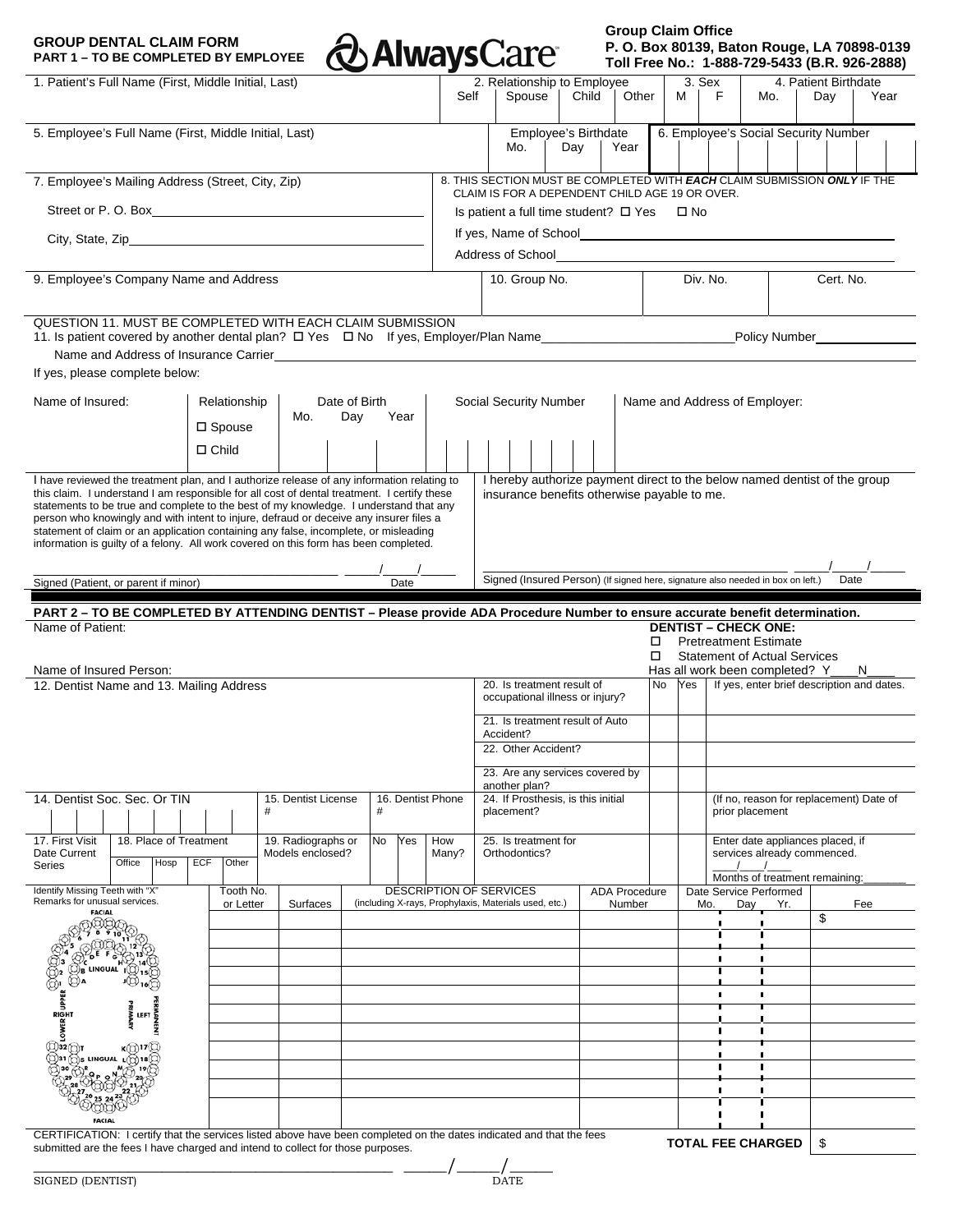# GROUP DENTAL CLAIM FORM

**PART 1 – TO BE COMPLETED BY EMPLOYEE**

**AlwaysCare**

**Group Claim Office**
**P. O. Box 80139, Baton Rouge, LA 70898-0139**
**Toll Free No.: 1-888-729-5433 (B.R. 926-2888)**

| 1. Patient's Full Name (First, Middle Initial, Last) | 2. Relationship to Employee: Self / Spouse / Child / Other | 3. Sex: M / F | 4. Patient Birthdate: Mo. / Day / Year |
|---|---|---|---|
| 5. Employee's Full Name (First, Middle Initial, Last) | Employee's Birthdate: Mo. / Day / Year | 6. Employee's Social Security Number | |

7. Employee's Mailing Address (Street, City, Zip)

Street or P. O. Box ____________________

City, State, Zip ____________________

8. THIS SECTION MUST BE COMPLETED WITH ***EACH*** CLAIM SUBMISSION ***ONLY*** IF THE CLAIM IS FOR A DEPENDENT CHILD AGE 19 OR OVER.

Is patient a full time student? ☐ Yes ☐ No

If yes, Name of School ____________________

Address of School ____________________

| 9. Employee's Company Name and Address | 10. Group No. | Div. No. | Cert. No. |
|---|---|---|---|

QUESTION 11. MUST BE COMPLETED WITH EACH CLAIM SUBMISSION

11. Is patient covered by another dental plan? ☐ Yes ☐ No If yes, Employer/Plan Name ____________________ Policy Number ____________

Name and Address of Insurance Carrier ____________________

If yes, please complete below:

| Name of Insured: | Relationship | Date of Birth (Mo. / Day / Year) | Social Security Number | Name and Address of Employer: |
|---|---|---|---|---|
| | ☐ Spouse ☐ Child | | | |

I have reviewed the treatment plan, and I authorize release of any information relating to this claim. I understand I am responsible for all cost of dental treatment. I certify these statements to be true and complete to the best of my knowledge. I understand that any person who knowingly and with intent to injure, defraud or deceive any insurer files a statement of claim or an application containing any false, incomplete, or misleading information is guilty of a felony. All work covered on this form has been completed.

____________________ ____/____/____
Signed (Patient, or parent if minor) Date

I hereby authorize payment direct to the below named dentist of the group insurance benefits otherwise payable to me.

____________________ ____/____/____
Signed (Insured Person) (If signed here, signature also needed in box on left.) Date

**PART 2 – TO BE COMPLETED BY ATTENDING DENTIST – Please provide ADA Procedure Number to ensure accurate benefit determination.**

Name of Patient:

Name of Insured Person:

**DENTIST – CHECK ONE:**
☐ Pretreatment Estimate
☐ Statement of Actual Services
Has all work been completed? Y____ N____

12. Dentist Name and 13. Mailing Address

| | No | Yes | If yes, enter brief description and dates. |
|---|---|---|---|
| 20. Is treatment result of occupational illness or injury? | | | |
| 21. Is treatment result of Auto Accident? | | | |
| 22. Other Accident? | | | |
| 23. Are any services covered by another plan? | | | |
| 24. If Prosthesis, is this initial placement? | | | (If no, reason for replacement) Date of prior placement |
| 25. Is treatment for Orthodontics? | | | Enter date appliances placed, if services already commenced. ____/____/____ Months of treatment remaining:______ |

| 14. Dentist Soc. Sec. Or TIN | 15. Dentist License # | 16. Dentist Phone # |
|---|---|---|
| | | |

| 17. First Visit Date Current Series | 18. Place of Treatment: Office / Hosp / ECF / Other | 19. Radiographs or Models enclosed? | No | Yes | How Many? |
|---|---|---|---|---|---|
| | | | | | |

Identify Missing Teeth with "X"
Remarks for unusual services.

| Tooth No. or Letter | Surfaces | DESCRIPTION OF SERVICES (including X-rays, Prophylaxis, Materials used, etc.) | ADA Procedure Number | Date Service Performed (Mo. / Day / Yr.) | Fee |
|---|---|---|---|---|---|
| | | | | | $ |
| | | | | | |
| | | | | | |
| | | | | | |
| | | | | | |
| | | | | | |
| | | | | | |
| | | | | | |
| | | | | | |
| | | | | | |
| | | | | | |

CERTIFICATION: I certify that the services listed above have been completed on the dates indicated and that the fees submitted are the fees I have charged and intend to collect for those purposes.

**TOTAL FEE CHARGED** $

____________________ ____/____/____
SIGNED (DENTIST) DATE